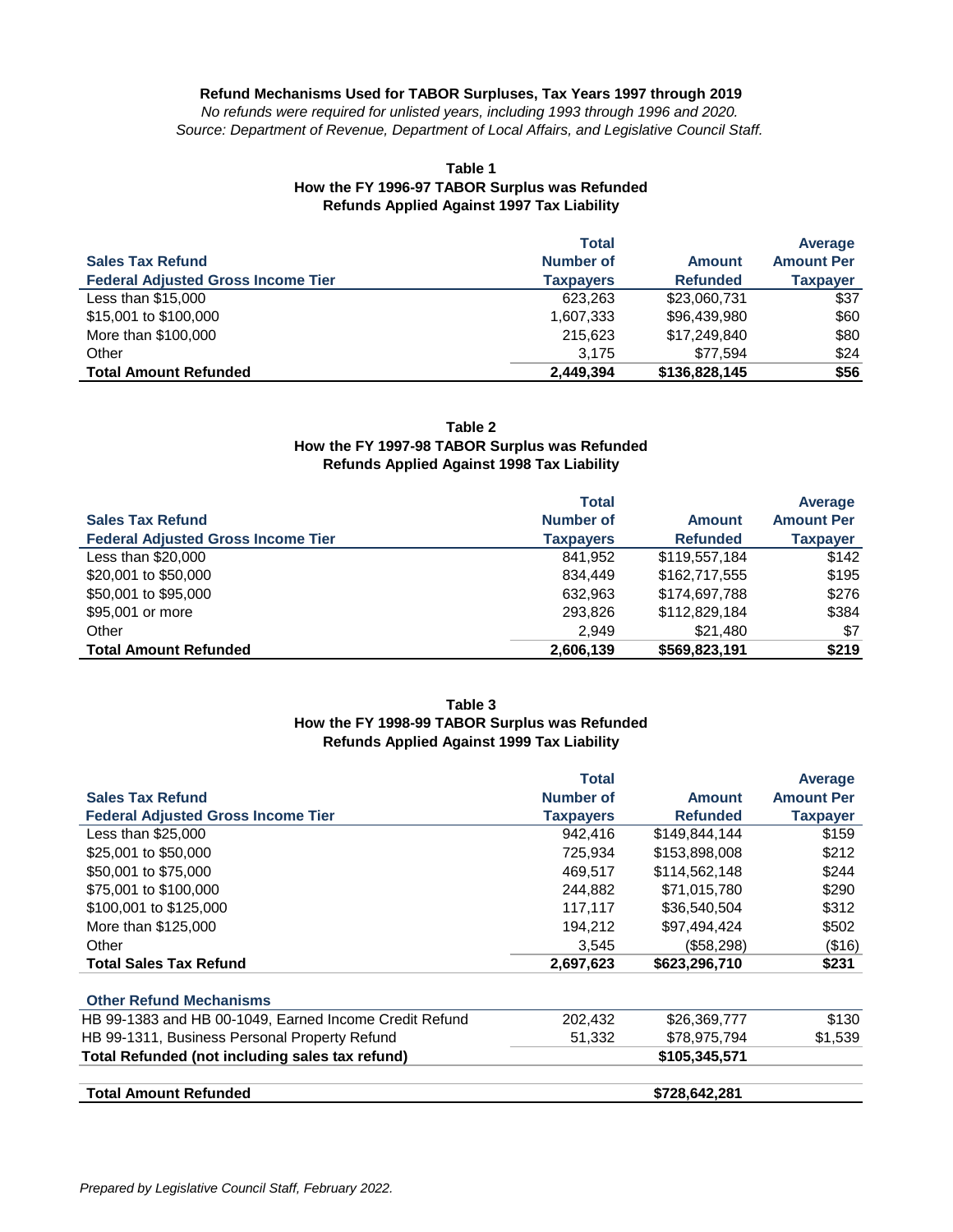# Refund Mechanisms Used for TABOR Surpluses, Tax Years 1997 through 2019

*No refunds were required for unlisted years, including 1993 through 1996 and 2020.*
*Source: Department of Revenue, Department of Local Affairs, and Legislative Council Staff.*

## Table 1
### How the FY 1996-97 TABOR Surplus was Refunded
### Refunds Applied Against 1997 Tax Liability

| Sales Tax Refund<br>Federal Adjusted Gross Income Tier | Total Number of Taxpayers | Amount Refunded | Average Amount Per Taxpayer |
|---|---|---|---|
| Less than $15,000 | 623,263 | $23,060,731 | $37 |
| $15,001 to $100,000 | 1,607,333 | $96,439,980 | $60 |
| More than $100,000 | 215,623 | $17,249,840 | $80 |
| Other | 3,175 | $77,594 | $24 |
| **Total Amount Refunded** | **2,449,394** | **$136,828,145** | **$56** |

## Table 2
### How the FY 1997-98 TABOR Surplus was Refunded
### Refunds Applied Against 1998 Tax Liability

| Sales Tax Refund<br>Federal Adjusted Gross Income Tier | Total Number of Taxpayers | Amount Refunded | Average Amount Per Taxpayer |
|---|---|---|---|
| Less than $20,000 | 841,952 | $119,557,184 | $142 |
| $20,001 to $50,000 | 834,449 | $162,717,555 | $195 |
| $50,001 to $95,000 | 632,963 | $174,697,788 | $276 |
| $95,001 or more | 293,826 | $112,829,184 | $384 |
| Other | 2,949 | $21,480 | $7 |
| **Total Amount Refunded** | **2,606,139** | **$569,823,191** | **$219** |

## Table 3
### How the FY 1998-99 TABOR Surplus was Refunded
### Refunds Applied Against 1999 Tax Liability

| Sales Tax Refund<br>Federal Adjusted Gross Income Tier | Total Number of Taxpayers | Amount Refunded | Average Amount Per Taxpayer |
|---|---|---|---|
| Less than $25,000 | 942,416 | $149,844,144 | $159 |
| $25,001 to $50,000 | 725,934 | $153,898,008 | $212 |
| $50,001 to $75,000 | 469,517 | $114,562,148 | $244 |
| $75,001 to $100,000 | 244,882 | $71,015,780 | $290 |
| $100,001 to $125,000 | 117,117 | $36,540,504 | $312 |
| More than $125,000 | 194,212 | $97,494,424 | $502 |
| Other | 3,545 | ($58,298) | ($16) |
| **Total Sales Tax Refund** | **2,697,623** | **$623,296,710** | **$231** |
| **Other Refund Mechanisms** | | | |
| HB 99-1383 and HB 00-1049, Earned Income Credit Refund | 202,432 | $26,369,777 | $130 |
| HB 99-1311, Business Personal Property Refund | 51,332 | $78,975,794 | $1,539 |
| **Total Refunded (not including sales tax refund)** | | **$105,345,571** | |
| **Total Amount Refunded** | | **$728,642,281** | |

*Prepared by Legislative Council Staff, February 2022.*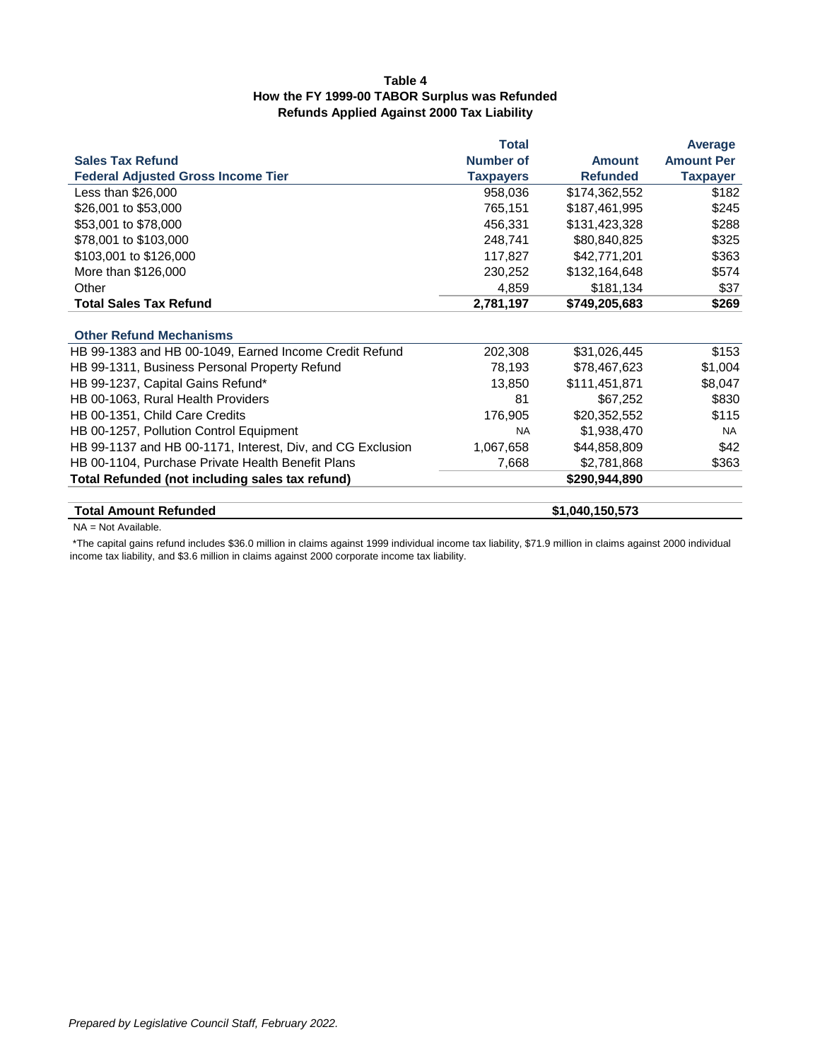**Table 4**
**How the FY 1999-00 TABOR Surplus was Refunded**
**Refunds Applied Against 2000 Tax Liability**

| **Sales Tax Refund**<br>**Federal Adjusted Gross Income Tier** | **Total Number of Taxpayers** | **Amount Refunded** | **Average Amount Per Taxpayer** |
|---|---|---|---|
| Less than $26,000 | 958,036 | $174,362,552 | $182 |
| $26,001 to $53,000 | 765,151 | $187,461,995 | $245 |
| $53,001 to $78,000 | 456,331 | $131,423,328 | $288 |
| $78,001 to $103,000 | 248,741 | $80,840,825 | $325 |
| $103,001 to $126,000 | 117,827 | $42,771,201 | $363 |
| More than $126,000 | 230,252 | $132,164,648 | $574 |
| Other | 4,859 | $181,134 | $37 |
| **Total Sales Tax Refund** | **2,781,197** | **$749,205,683** | **$269** |
| | | | |
| **Other Refund Mechanisms** | | | |
| HB 99-1383 and HB 00-1049, Earned Income Credit Refund | 202,308 | $31,026,445 | $153 |
| HB 99-1311, Business Personal Property Refund | 78,193 | $78,467,623 | $1,004 |
| HB 99-1237, Capital Gains Refund* | 13,850 | $111,451,871 | $8,047 |
| HB 00-1063, Rural Health Providers | 81 | $67,252 | $830 |
| HB 00-1351, Child Care Credits | 176,905 | $20,352,552 | $115 |
| HB 00-1257, Pollution Control Equipment | NA | $1,938,470 | NA |
| HB 99-1137 and HB 00-1171, Interest, Div, and CG Exclusion | 1,067,658 | $44,858,809 | $42 |
| HB 00-1104, Purchase Private Health Benefit Plans | 7,668 | $2,781,868 | $363 |
| **Total Refunded (not including sales tax refund)** | | **$290,944,890** | |
| | | | |
| **Total Amount Refunded** | | **$1,040,150,573** | |

NA = Not Available.

*The capital gains refund includes $36.0 million in claims against 1999 individual income tax liability, $71.9 million in claims against 2000 individual income tax liability, and $3.6 million in claims against 2000 corporate income tax liability.

*Prepared by Legislative Council Staff, February 2022.*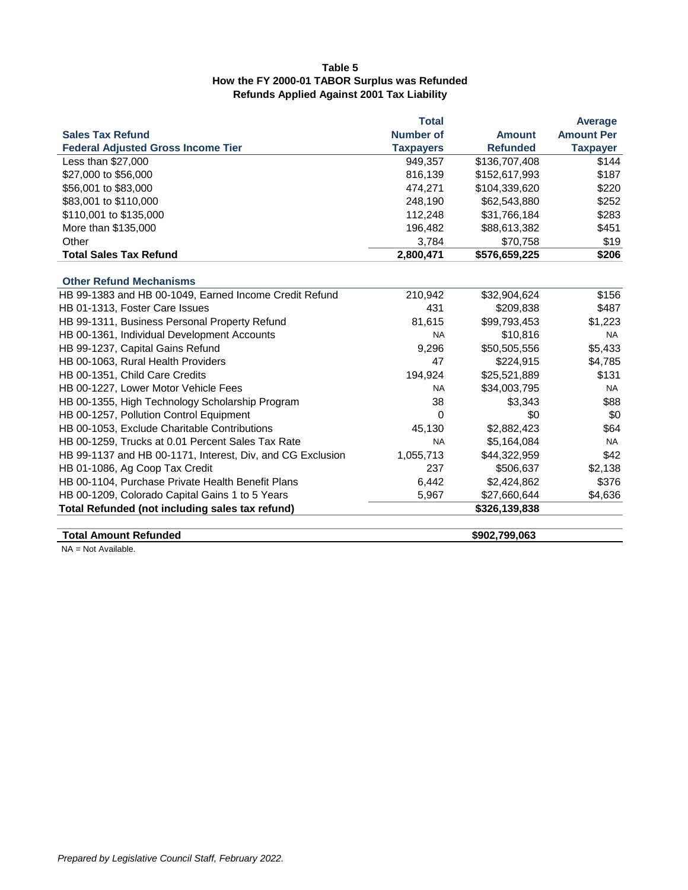**Table 5**
**How the FY 2000-01 TABOR Surplus was Refunded**
**Refunds Applied Against 2001 Tax Liability**

| Sales Tax Refund<br>Federal Adjusted Gross Income Tier | Total Number of Taxpayers | Amount Refunded | Average Amount Per Taxpayer |
|---|---|---|---|
| Less than $27,000 | 949,357 | $136,707,408 | $144 |
| $27,000 to $56,000 | 816,139 | $152,617,993 | $187 |
| $56,001 to $83,000 | 474,271 | $104,339,620 | $220 |
| $83,001 to $110,000 | 248,190 | $62,543,880 | $252 |
| $110,001 to $135,000 | 112,248 | $31,766,184 | $283 |
| More than $135,000 | 196,482 | $88,613,382 | $451 |
| Other | 3,784 | $70,758 | $19 |
| **Total Sales Tax Refund** | **2,800,471** | **$576,659,225** | **$206** |
| **Other Refund Mechanisms** | | | |
| HB 99-1383 and HB 00-1049, Earned Income Credit Refund | 210,942 | $32,904,624 | $156 |
| HB 01-1313, Foster Care Issues | 431 | $209,838 | $487 |
| HB 99-1311, Business Personal Property Refund | 81,615 | $99,793,453 | $1,223 |
| HB 00-1361, Individual Development Accounts | NA | $10,816 | NA |
| HB 99-1237, Capital Gains Refund | 9,296 | $50,505,556 | $5,433 |
| HB 00-1063, Rural Health Providers | 47 | $224,915 | $4,785 |
| HB 00-1351, Child Care Credits | 194,924 | $25,521,889 | $131 |
| HB 00-1227, Lower Motor Vehicle Fees | NA | $34,003,795 | NA |
| HB 00-1355, High Technology Scholarship Program | 38 | $3,343 | $88 |
| HB 00-1257, Pollution Control Equipment | 0 | $0 | $0 |
| HB 00-1053, Exclude Charitable Contributions | 45,130 | $2,882,423 | $64 |
| HB 00-1259, Trucks at 0.01 Percent Sales Tax Rate | NA | $5,164,084 | NA |
| HB 99-1137 and HB 00-1171, Interest, Div, and CG Exclusion | 1,055,713 | $44,322,959 | $42 |
| HB 01-1086, Ag Coop Tax Credit | 237 | $506,637 | $2,138 |
| HB 00-1104, Purchase Private Health Benefit Plans | 6,442 | $2,424,862 | $376 |
| HB 00-1209, Colorado Capital Gains 1 to 5 Years | 5,967 | $27,660,644 | $4,636 |
| **Total Refunded (not including sales tax refund)** | | **$326,139,838** | |
| **Total Amount Refunded** | | **$902,799,063** | |

NA = Not Available.

*Prepared by Legislative Council Staff, February 2022.*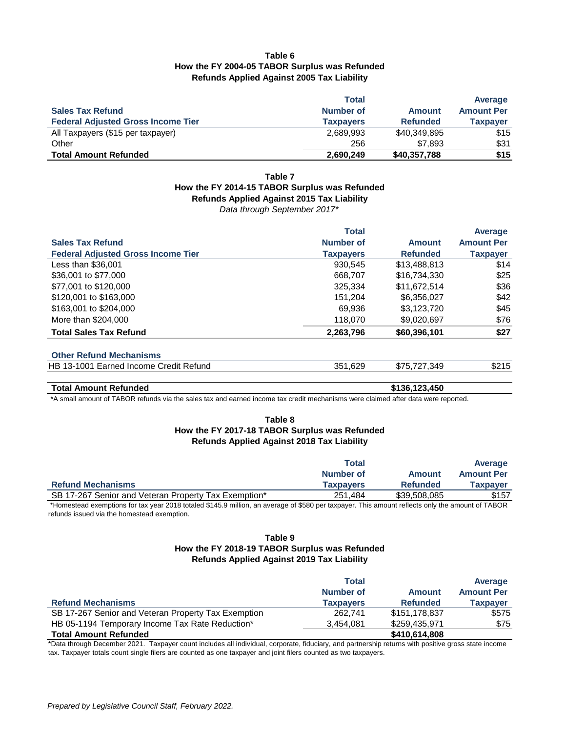**Table 6**
**How the FY 2004-05 TABOR Surplus was Refunded**
**Refunds Applied Against 2005 Tax Liability**

| Sales Tax Refund<br>Federal Adjusted Gross Income Tier | Total Number of Taxpayers | Amount Refunded | Average Amount Per Taxpayer |
|---|---|---|---|
| All Taxpayers ($15 per taxpayer) | 2,689,993 | $40,349,895 | $15 |
| Other | 256 | $7,893 | $31 |
| **Total Amount Refunded** | **2,690,249** | **$40,357,788** | **$15** |

**Table 7**
**How the FY 2014-15 TABOR Surplus was Refunded**
**Refunds Applied Against 2015 Tax Liability**
*Data through September 2017**

| Sales Tax Refund<br>Federal Adjusted Gross Income Tier | Total Number of Taxpayers | Amount Refunded | Average Amount Per Taxpayer |
|---|---|---|---|
| Less than $36,001 | 930,545 | $13,488,813 | $14 |
| $36,001 to $77,000 | 668,707 | $16,734,330 | $25 |
| $77,001 to $120,000 | 325,334 | $11,672,514 | $36 |
| $120,001 to $163,000 | 151,204 | $6,356,027 | $42 |
| $163,001 to $204,000 | 69,936 | $3,123,720 | $45 |
| More than $204,000 | 118,070 | $9,020,697 | $76 |
| **Total Sales Tax Refund** | **2,263,796** | **$60,396,101** | **$27** |
| **Other Refund Mechanisms** | | | |
| HB 13-1001 Earned Income Credit Refund | 351,629 | $75,727,349 | $215 |
| **Total Amount Refunded** | | **$136,123,450** | |

*A small amount of TABOR refunds via the sales tax and earned income tax credit mechanisms were claimed after data were reported.

**Table 8**
**How the FY 2017-18 TABOR Surplus was Refunded**
**Refunds Applied Against 2018 Tax Liability**

| Refund Mechanisms | Total Number of Taxpayers | Amount Refunded | Average Amount Per Taxpayer |
|---|---|---|---|
| SB 17-267 Senior and Veteran Property Tax Exemption* | 251,484 | $39,508,085 | $157 |

*Homestead exemptions for tax year 2018 totaled $145.9 million, an average of $580 per taxpayer. This amount reflects only the amount of TABOR refunds issued via the homestead exemption.

**Table 9**
**How the FY 2018-19 TABOR Surplus was Refunded**
**Refunds Applied Against 2019 Tax Liability**

| Refund Mechanisms | Total Number of Taxpayers | Amount Refunded | Average Amount Per Taxpayer |
|---|---|---|---|
| SB 17-267 Senior and Veteran Property Tax Exemption | 262,741 | $151,178,837 | $575 |
| HB 05-1194 Temporary Income Tax Rate Reduction* | 3,454,081 | $259,435,971 | $75 |
| **Total Amount Refunded** | | **$410,614,808** | |

*Data through December 2021. Taxpayer count includes all individual, corporate, fiduciary, and partnership returns with positive gross state income tax. Taxpayer totals count single filers are counted as one taxpayer and joint filers counted as two taxpayers.

*Prepared by Legislative Council Staff, February 2022.*